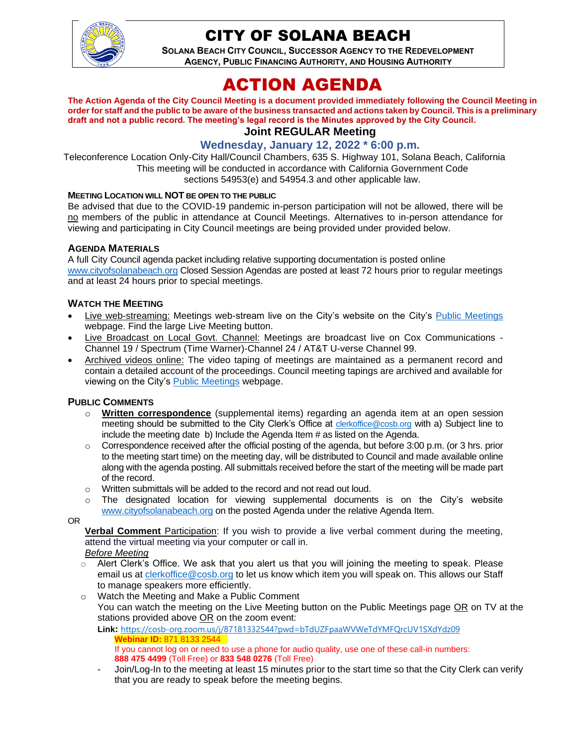# CITY OF SOLANA BEACH

**SOLANA BEACH CITY COUNCIL, SUCCESSOR AGENCY TO THE REDEVELOPMENT AGENCY, PUBLIC FINANCING AUTHORITY, AND HOUSING AUTHORITY**

# ACTION AGENDA

**The Action Agenda of the City Council Meeting is a document provided immediately following the Council Meeting in order for staff and the public to be aware of the business transacted and actions taken by Council. This is a preliminary draft and not a public record. The meeting's legal record is the Minutes approved by the City Council.**

## Joint REGULAR Meeting

### Wednesday, January 12, 2022 * 6:00 p.m.

Teleconference Location Only-City Hall/Council Chambers, 635 S. Highway 101, Solana Beach, California
This meeting will be conducted in accordance with California Government Code sections 54953(e) and 54954.3 and other applicable law.

**MEETING LOCATION WILL NOT BE OPEN TO THE PUBLIC**

Be advised that due to the COVID-19 pandemic in-person participation will not be allowed, there will be no members of the public in attendance at Council Meetings. Alternatives to in-person attendance for viewing and participating in City Council meetings are being provided under provided below.

**AGENDA MATERIALS**

A full City Council agenda packet including relative supporting documentation is posted online www.cityofsolanabeach.org Closed Session Agendas are posted at least 72 hours prior to regular meetings and at least 24 hours prior to special meetings.

**WATCH THE MEETING**

- Live web-streaming: Meetings web-stream live on the City's website on the City's Public Meetings webpage. Find the large Live Meeting button.
- Live Broadcast on Local Govt. Channel: Meetings are broadcast live on Cox Communications - Channel 19 / Spectrum (Time Warner)-Channel 24 / AT&T U-verse Channel 99.
- Archived videos online: The video taping of meetings are maintained as a permanent record and contain a detailed account of the proceedings. Council meeting tapings are archived and available for viewing on the City's Public Meetings webpage.

**PUBLIC COMMENTS**

- **Written correspondence** (supplemental items) regarding an agenda item at an open session meeting should be submitted to the City Clerk's Office at clerkoffice@cosb.org with a) Subject line to include the meeting date b) Include the Agenda Item # as listed on the Agenda.
- Correspondence received after the official posting of the agenda, but before 3:00 p.m. (or 3 hrs. prior to the meeting start time) on the meeting day, will be distributed to Council and made available online along with the agenda posting. All submittals received before the start of the meeting will be made part of the record.
- Written submittals will be added to the record and not read out loud.
- The designated location for viewing supplemental documents is on the City's website www.cityofsolanabeach.org on the posted Agenda under the relative Agenda Item.

OR

**Verbal Comment** Participation: If you wish to provide a live verbal comment during the meeting, attend the virtual meeting via your computer or call in.

*Before Meeting*

- Alert Clerk's Office. We ask that you alert us that you will joining the meeting to speak. Please email us at clerkoffice@cosb.org to let us know which item you will speak on. This allows our Staff to manage speakers more efficiently.
- Watch the Meeting and Make a Public Comment
  You can watch the meeting on the Live Meeting button on the Public Meetings page OR on TV at the stations provided above OR on the zoom event:
  **Link:** https://cosb-org.zoom.us/j/87181332544?pwd=bTdUZFpaaWVWeTdYMFQrcUV1SXdYdz09
  **Webinar ID:** 871 8133 2544
  If you cannot log on or need to use a phone for audio quality, use one of these call-in numbers:
  **888 475 4499** (Toll Free) or **833 548 0276** (Toll Free)
  - Join/Log-In to the meeting at least 15 minutes prior to the start time so that the City Clerk can verify that you are ready to speak before the meeting begins.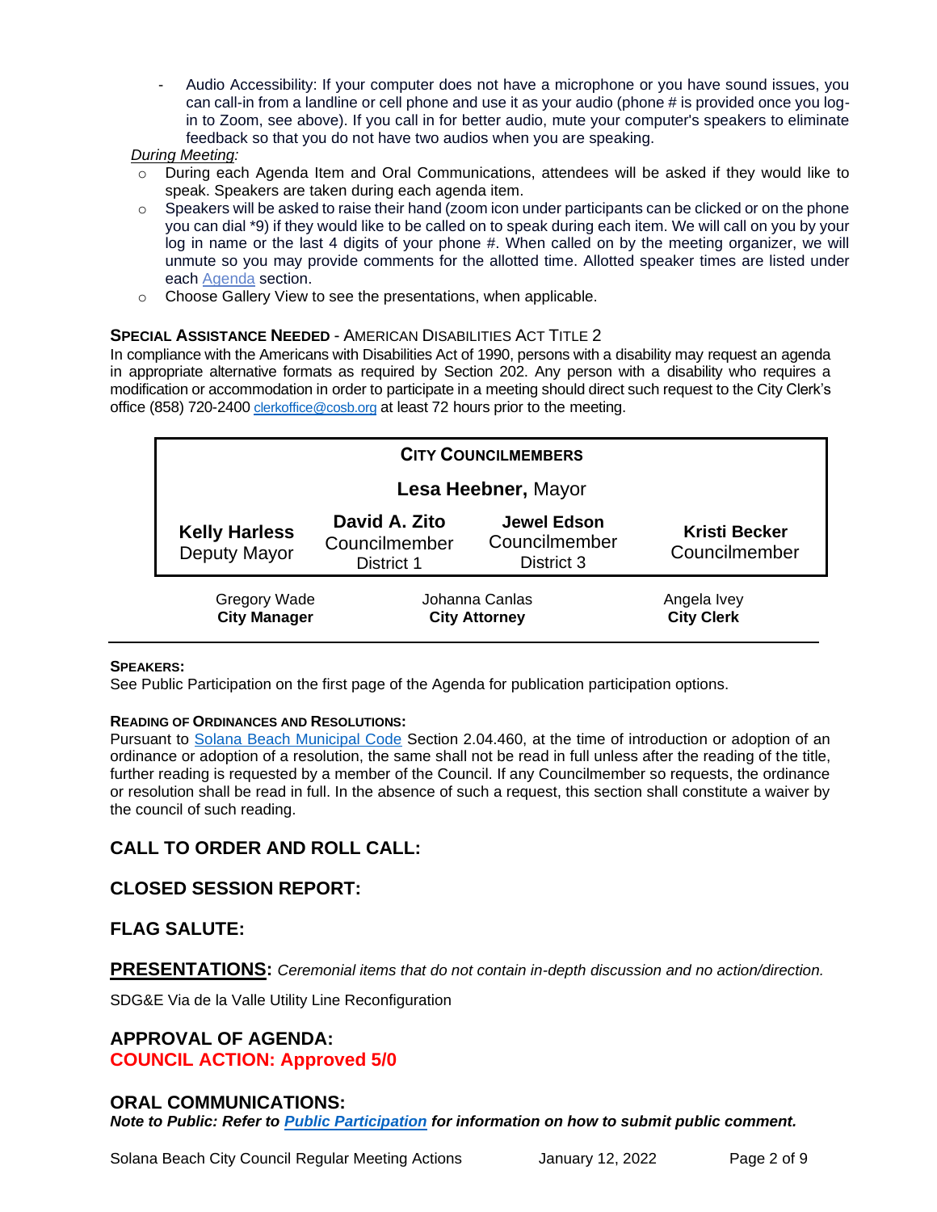- Audio Accessibility: If your computer does not have a microphone or you have sound issues, you can call-in from a landline or cell phone and use it as your audio (phone # is provided once you log-in to Zoom, see above). If you call in for better audio, mute your computer's speakers to eliminate feedback so that you do not have two audios when you are speaking.

*During Meeting:*

- During each Agenda Item and Oral Communications, attendees will be asked if they would like to speak. Speakers are taken during each agenda item.
- Speakers will be asked to raise their hand (zoom icon under participants can be clicked or on the phone you can dial *9) if they would like to be called on to speak during each item. We will call on you by your log in name or the last 4 digits of your phone #. When called on by the meeting organizer, we will unmute so you may provide comments for the allotted time. Allotted speaker times are listed under each Agenda section.
- Choose Gallery View to see the presentations, when applicable.

**SPECIAL ASSISTANCE NEEDED** - AMERICAN DISABILITIES ACT TITLE 2

In compliance with the Americans with Disabilities Act of 1990, persons with a disability may request an agenda in appropriate alternative formats as required by Section 202. Any person with a disability who requires a modification or accommodation in order to participate in a meeting should direct such request to the City Clerk's office (858) 720-2400 clerkoffice@cosb.org at least 72 hours prior to the meeting.

| **CITY COUNCILMEMBERS** | | | |
|---|---|---|---|
| **Lesa Heebner,** Mayor | | | |
| **Kelly Harless** Deputy Mayor | **David A. Zito** Councilmember District 1 | **Jewel Edson** Councilmember District 3 | **Kristi Becker** Councilmember |

| Gregory Wade **City Manager** | Johanna Canlas **City Attorney** | Angela Ivey **City Clerk** |
|---|---|---|

**SPEAKERS:**

See Public Participation on the first page of the Agenda for publication participation options.

**READING OF ORDINANCES AND RESOLUTIONS:**

Pursuant to Solana Beach Municipal Code Section 2.04.460, at the time of introduction or adoption of an ordinance or adoption of a resolution, the same shall not be read in full unless after the reading of the title, further reading is requested by a member of the Council. If any Councilmember so requests, the ordinance or resolution shall be read in full. In the absence of such a request, this section shall constitute a waiver by the council of such reading.

## CALL TO ORDER AND ROLL CALL:

## CLOSED SESSION REPORT:

## FLAG SALUTE:

## PRESENTATIONS: *Ceremonial items that do not contain in-depth discussion and no action/direction.*

SDG&E Via de la Valle Utility Line Reconfiguration

## APPROVAL OF AGENDA:

**COUNCIL ACTION: Approved 5/0**

## ORAL COMMUNICATIONS:

***Note to Public: Refer to Public Participation for information on how to submit public comment.***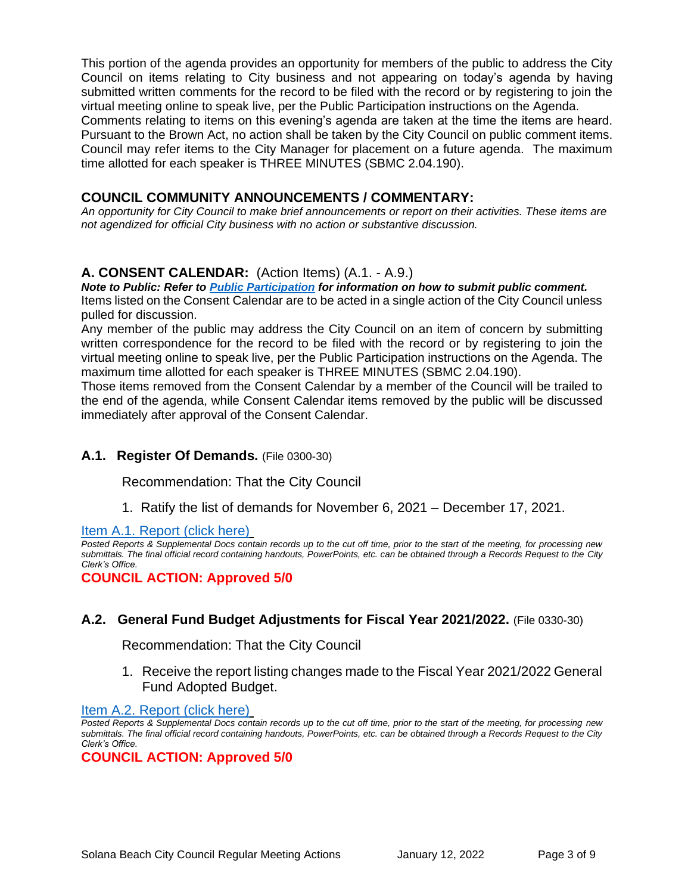This portion of the agenda provides an opportunity for members of the public to address the City Council on items relating to City business and not appearing on today's agenda by having submitted written comments for the record to be filed with the record or by registering to join the virtual meeting online to speak live, per the Public Participation instructions on the Agenda. Comments relating to items on this evening's agenda are taken at the time the items are heard. Pursuant to the Brown Act, no action shall be taken by the City Council on public comment items. Council may refer items to the City Manager for placement on a future agenda. The maximum time allotted for each speaker is THREE MINUTES (SBMC 2.04.190).

## COUNCIL COMMUNITY ANNOUNCEMENTS / COMMENTARY:

*An opportunity for City Council to make brief announcements or report on their activities. These items are not agendized for official City business with no action or substantive discussion.*

## A. CONSENT CALENDAR: (Action Items) (A.1. - A.9.)

***Note to Public: Refer to [Public Participation]() for information on how to submit public comment.***

Items listed on the Consent Calendar are to be acted in a single action of the City Council unless pulled for discussion.

Any member of the public may address the City Council on an item of concern by submitting written correspondence for the record to be filed with the record or by registering to join the virtual meeting online to speak live, per the Public Participation instructions on the Agenda. The maximum time allotted for each speaker is THREE MINUTES (SBMC 2.04.190).

Those items removed from the Consent Calendar by a member of the Council will be trailed to the end of the agenda, while Consent Calendar items removed by the public will be discussed immediately after approval of the Consent Calendar.

### A.1. Register Of Demands. (File 0300-30)

Recommendation: That the City Council

1. Ratify the list of demands for November 6, 2021 – December 17, 2021.

[Item A.1. Report (click here)]()

*Posted Reports & Supplemental Docs contain records up to the cut off time, prior to the start of the meeting, for processing new submittals. The final official record containing handouts, PowerPoints, etc. can be obtained through a Records Request to the City Clerk's Office.*

**COUNCIL ACTION: Approved 5/0**

### A.2. General Fund Budget Adjustments for Fiscal Year 2021/2022. (File 0330-30)

Recommendation: That the City Council

1. Receive the report listing changes made to the Fiscal Year 2021/2022 General Fund Adopted Budget.

[Item A.2. Report (click here)]()

*Posted Reports & Supplemental Docs contain records up to the cut off time, prior to the start of the meeting, for processing new submittals. The final official record containing handouts, PowerPoints, etc. can be obtained through a Records Request to the City Clerk's Office.*

**COUNCIL ACTION: Approved 5/0**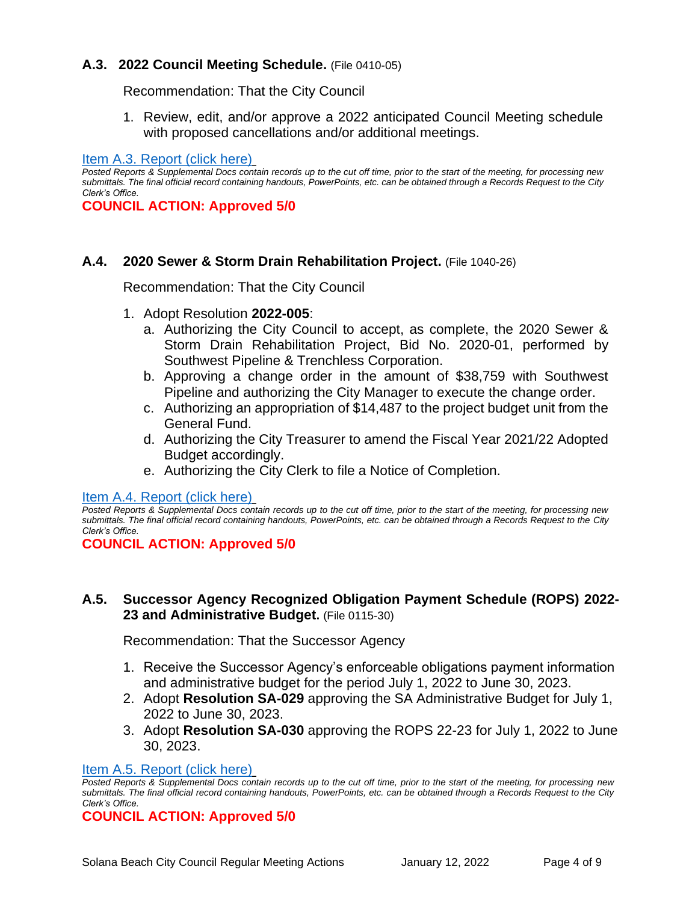### A.3. 2022 Council Meeting Schedule. (File 0410-05)

Recommendation: That the City Council

1. Review, edit, and/or approve a 2022 anticipated Council Meeting schedule with proposed cancellations and/or additional meetings.

Item A.3. Report (click here)

*Posted Reports & Supplemental Docs contain records up to the cut off time, prior to the start of the meeting, for processing new submittals. The final official record containing handouts, PowerPoints, etc. can be obtained through a Records Request to the City Clerk's Office.*

**COUNCIL ACTION: Approved 5/0**

### A.4. 2020 Sewer & Storm Drain Rehabilitation Project. (File 1040-26)

Recommendation: That the City Council

1. Adopt Resolution **2022-005**:
   a. Authorizing the City Council to accept, as complete, the 2020 Sewer & Storm Drain Rehabilitation Project, Bid No. 2020-01, performed by Southwest Pipeline & Trenchless Corporation.
   b. Approving a change order in the amount of $38,759 with Southwest Pipeline and authorizing the City Manager to execute the change order.
   c. Authorizing an appropriation of $14,487 to the project budget unit from the General Fund.
   d. Authorizing the City Treasurer to amend the Fiscal Year 2021/22 Adopted Budget accordingly.
   e. Authorizing the City Clerk to file a Notice of Completion.

Item A.4. Report (click here)

*Posted Reports & Supplemental Docs contain records up to the cut off time, prior to the start of the meeting, for processing new submittals. The final official record containing handouts, PowerPoints, etc. can be obtained through a Records Request to the City Clerk's Office.*

**COUNCIL ACTION: Approved 5/0**

### A.5. Successor Agency Recognized Obligation Payment Schedule (ROPS) 2022-23 and Administrative Budget. (File 0115-30)

Recommendation: That the Successor Agency

1. Receive the Successor Agency's enforceable obligations payment information and administrative budget for the period July 1, 2022 to June 30, 2023.
2. Adopt **Resolution SA-029** approving the SA Administrative Budget for July 1, 2022 to June 30, 2023.
3. Adopt **Resolution SA-030** approving the ROPS 22-23 for July 1, 2022 to June 30, 2023.

Item A.5. Report (click here)

*Posted Reports & Supplemental Docs contain records up to the cut off time, prior to the start of the meeting, for processing new submittals. The final official record containing handouts, PowerPoints, etc. can be obtained through a Records Request to the City Clerk's Office.*

**COUNCIL ACTION: Approved 5/0**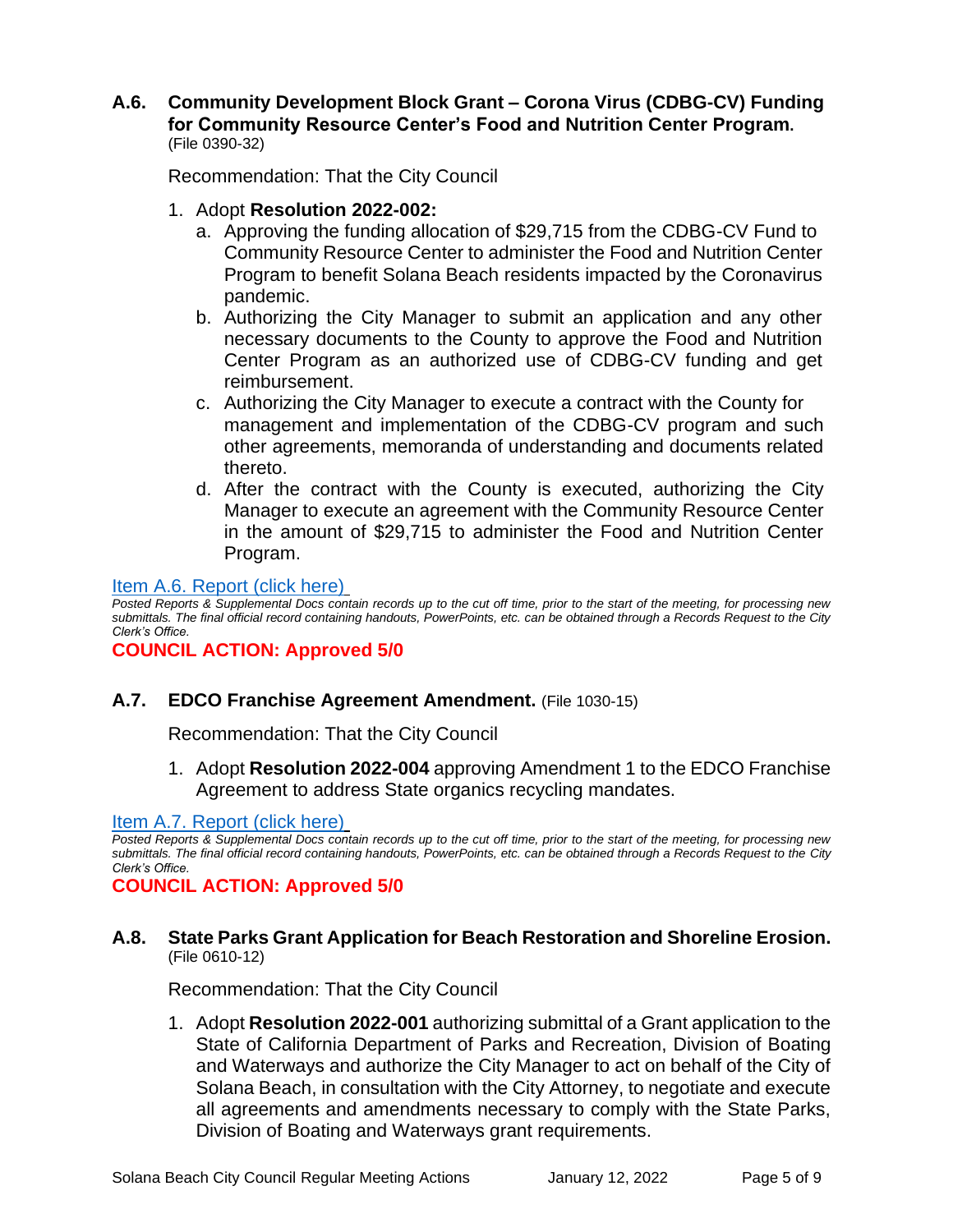### A.6. Community Development Block Grant – Corona Virus (CDBG-CV) Funding for Community Resource Center's Food and Nutrition Center Program.
(File 0390-32)

Recommendation: That the City Council

1. Adopt **Resolution 2022-002:**
   a. Approving the funding allocation of $29,715 from the CDBG-CV Fund to Community Resource Center to administer the Food and Nutrition Center Program to benefit Solana Beach residents impacted by the Coronavirus pandemic.
   b. Authorizing the City Manager to submit an application and any other necessary documents to the County to approve the Food and Nutrition Center Program as an authorized use of CDBG-CV funding and get reimbursement.
   c. Authorizing the City Manager to execute a contract with the County for management and implementation of the CDBG-CV program and such other agreements, memoranda of understanding and documents related thereto.
   d. After the contract with the County is executed, authorizing the City Manager to execute an agreement with the Community Resource Center in the amount of $29,715 to administer the Food and Nutrition Center Program.

Item A.6. Report (click here)

*Posted Reports & Supplemental Docs contain records up to the cut off time, prior to the start of the meeting, for processing new submittals. The final official record containing handouts, PowerPoints, etc. can be obtained through a Records Request to the City Clerk's Office.*

**COUNCIL ACTION: Approved 5/0**

### A.7. EDCO Franchise Agreement Amendment. (File 1030-15)

Recommendation: That the City Council

1. Adopt **Resolution 2022-004** approving Amendment 1 to the EDCO Franchise Agreement to address State organics recycling mandates.

Item A.7. Report (click here)

*Posted Reports & Supplemental Docs contain records up to the cut off time, prior to the start of the meeting, for processing new submittals. The final official record containing handouts, PowerPoints, etc. can be obtained through a Records Request to the City Clerk's Office.*

**COUNCIL ACTION: Approved 5/0**

### A.8. State Parks Grant Application for Beach Restoration and Shoreline Erosion.
(File 0610-12)

Recommendation: That the City Council

1. Adopt **Resolution 2022-001** authorizing submittal of a Grant application to the State of California Department of Parks and Recreation, Division of Boating and Waterways and authorize the City Manager to act on behalf of the City of Solana Beach, in consultation with the City Attorney, to negotiate and execute all agreements and amendments necessary to comply with the State Parks, Division of Boating and Waterways grant requirements.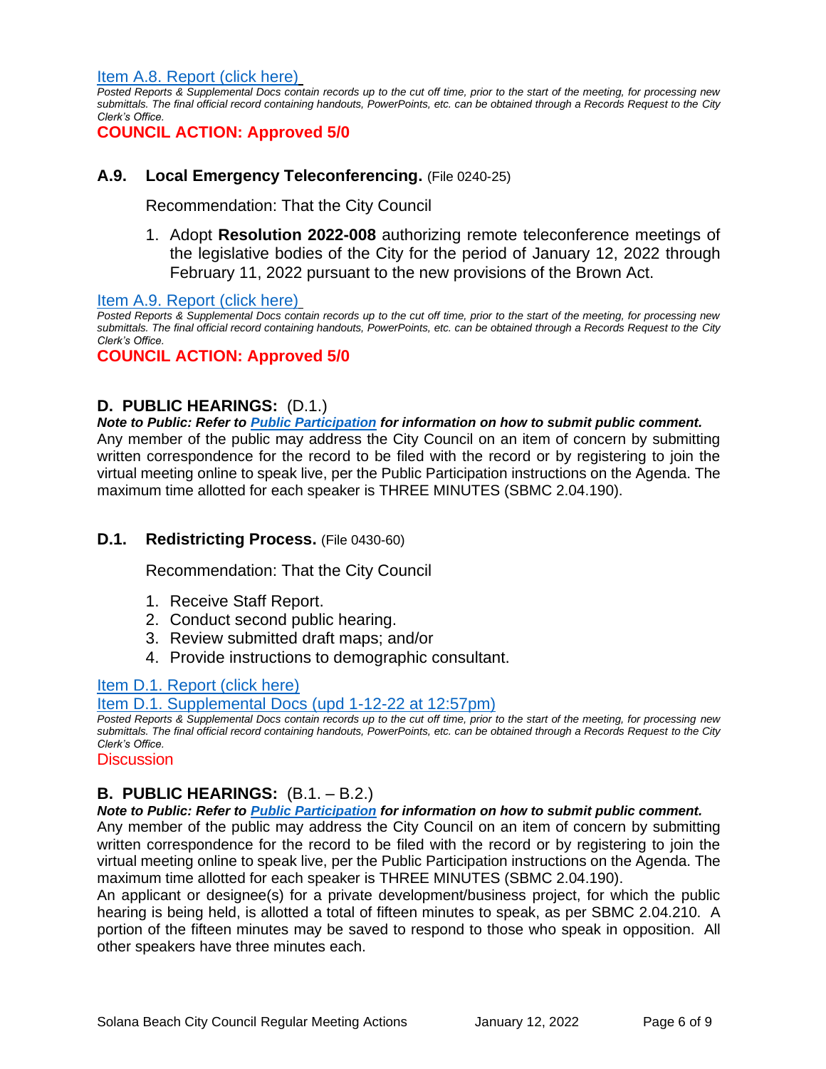[Item A.8. Report (click here)](#)

*Posted Reports & Supplemental Docs contain records up to the cut off time, prior to the start of the meeting, for processing new submittals. The final official record containing handouts, PowerPoints, etc. can be obtained through a Records Request to the City Clerk's Office.*

**COUNCIL ACTION: Approved 5/0**

### A.9. Local Emergency Teleconferencing. (File 0240-25)

Recommendation: That the City Council

1. Adopt **Resolution 2022-008** authorizing remote teleconference meetings of the legislative bodies of the City for the period of January 12, 2022 through February 11, 2022 pursuant to the new provisions of the Brown Act.

[Item A.9. Report (click here)](#)

*Posted Reports & Supplemental Docs contain records up to the cut off time, prior to the start of the meeting, for processing new submittals. The final official record containing handouts, PowerPoints, etc. can be obtained through a Records Request to the City Clerk's Office.*

**COUNCIL ACTION: Approved 5/0**

## D. PUBLIC HEARINGS: (D.1.)

***Note to Public: Refer to [Public Participation](#) for information on how to submit public comment.***

Any member of the public may address the City Council on an item of concern by submitting written correspondence for the record to be filed with the record or by registering to join the virtual meeting online to speak live, per the Public Participation instructions on the Agenda. The maximum time allotted for each speaker is THREE MINUTES (SBMC 2.04.190).

### D.1. Redistricting Process. (File 0430-60)

Recommendation: That the City Council

1. Receive Staff Report.
2. Conduct second public hearing.
3. Review submitted draft maps; and/or
4. Provide instructions to demographic consultant.

[Item D.1. Report (click here)](#)

[Item D.1. Supplemental Docs (upd 1-12-22 at 12:57pm)](#)

*Posted Reports & Supplemental Docs contain records up to the cut off time, prior to the start of the meeting, for processing new submittals. The final official record containing handouts, PowerPoints, etc. can be obtained through a Records Request to the City Clerk's Office.*

Discussion

## B. PUBLIC HEARINGS: (B.1. – B.2.)

***Note to Public: Refer to [Public Participation](#) for information on how to submit public comment.***

Any member of the public may address the City Council on an item of concern by submitting written correspondence for the record to be filed with the record or by registering to join the virtual meeting online to speak live, per the Public Participation instructions on the Agenda. The maximum time allotted for each speaker is THREE MINUTES (SBMC 2.04.190).

An applicant or designee(s) for a private development/business project, for which the public hearing is being held, is allotted a total of fifteen minutes to speak, as per SBMC 2.04.210. A portion of the fifteen minutes may be saved to respond to those who speak in opposition. All other speakers have three minutes each.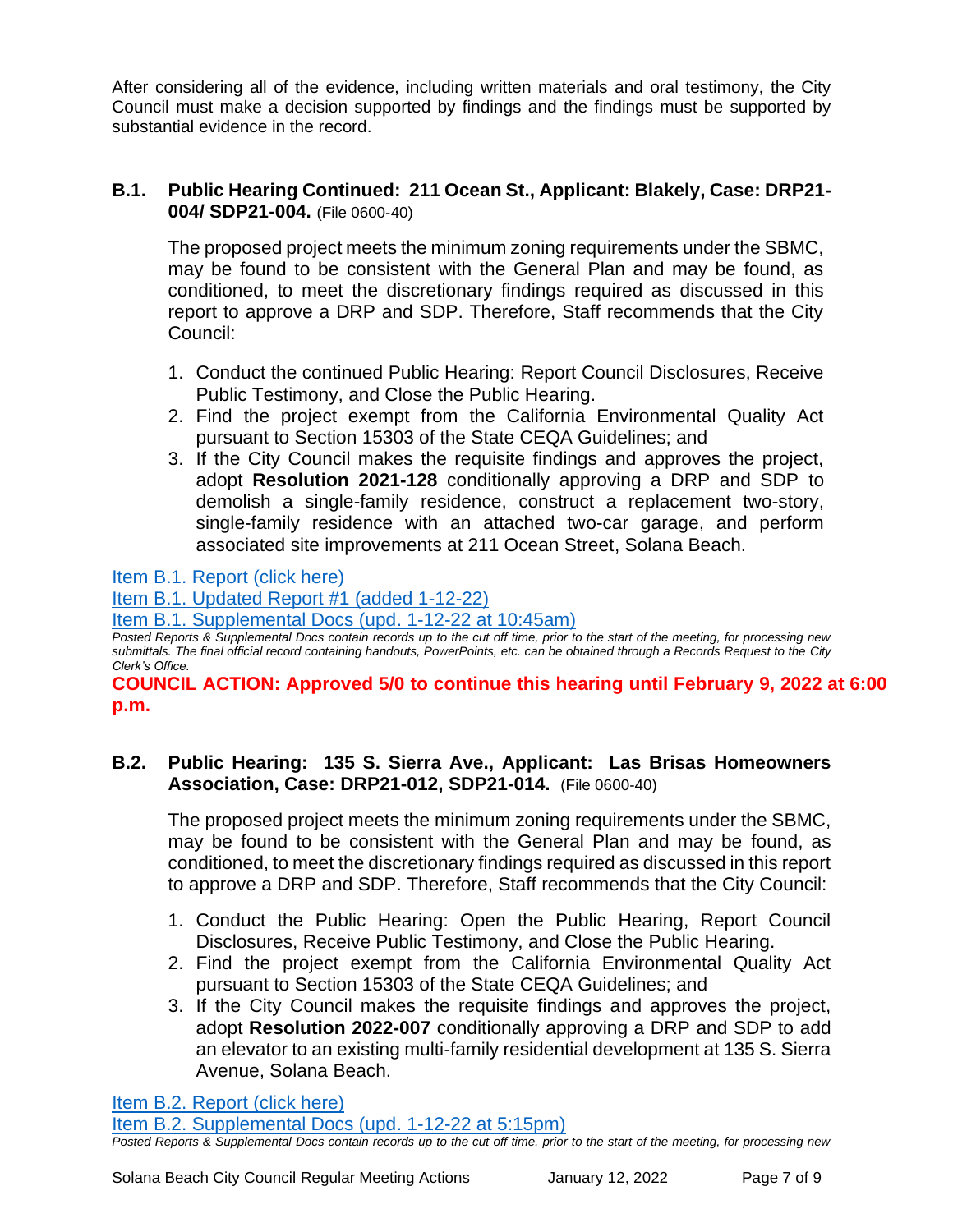After considering all of the evidence, including written materials and oral testimony, the City Council must make a decision supported by findings and the findings must be supported by substantial evidence in the record.

### B.1. Public Hearing Continued: 211 Ocean St., Applicant: Blakely, Case: DRP21-004/ SDP21-004. (File 0600-40)

The proposed project meets the minimum zoning requirements under the SBMC, may be found to be consistent with the General Plan and may be found, as conditioned, to meet the discretionary findings required as discussed in this report to approve a DRP and SDP. Therefore, Staff recommends that the City Council:

1. Conduct the continued Public Hearing: Report Council Disclosures, Receive Public Testimony, and Close the Public Hearing.
2. Find the project exempt from the California Environmental Quality Act pursuant to Section 15303 of the State CEQA Guidelines; and
3. If the City Council makes the requisite findings and approves the project, adopt **Resolution 2021-128** conditionally approving a DRP and SDP to demolish a single-family residence, construct a replacement two-story, single-family residence with an attached two-car garage, and perform associated site improvements at 211 Ocean Street, Solana Beach.

Item B.1. Report (click here)
Item B.1. Updated Report #1 (added 1-12-22)
Item B.1. Supplemental Docs (upd. 1-12-22 at 10:45am)

*Posted Reports & Supplemental Docs contain records up to the cut off time, prior to the start of the meeting, for processing new submittals. The final official record containing handouts, PowerPoints, etc. can be obtained through a Records Request to the City Clerk's Office.*

**COUNCIL ACTION: Approved 5/0 to continue this hearing until February 9, 2022 at 6:00 p.m.**

### B.2. Public Hearing: 135 S. Sierra Ave., Applicant: Las Brisas Homeowners Association, Case: DRP21-012, SDP21-014. (File 0600-40)

The proposed project meets the minimum zoning requirements under the SBMC, may be found to be consistent with the General Plan and may be found, as conditioned, to meet the discretionary findings required as discussed in this report to approve a DRP and SDP. Therefore, Staff recommends that the City Council:

1. Conduct the Public Hearing: Open the Public Hearing, Report Council Disclosures, Receive Public Testimony, and Close the Public Hearing.
2. Find the project exempt from the California Environmental Quality Act pursuant to Section 15303 of the State CEQA Guidelines; and
3. If the City Council makes the requisite findings and approves the project, adopt **Resolution 2022-007** conditionally approving a DRP and SDP to add an elevator to an existing multi-family residential development at 135 S. Sierra Avenue, Solana Beach.

Item B.2. Report (click here)
Item B.2. Supplemental Docs (upd. 1-12-22 at 5:15pm)

*Posted Reports & Supplemental Docs contain records up to the cut off time, prior to the start of the meeting, for processing new*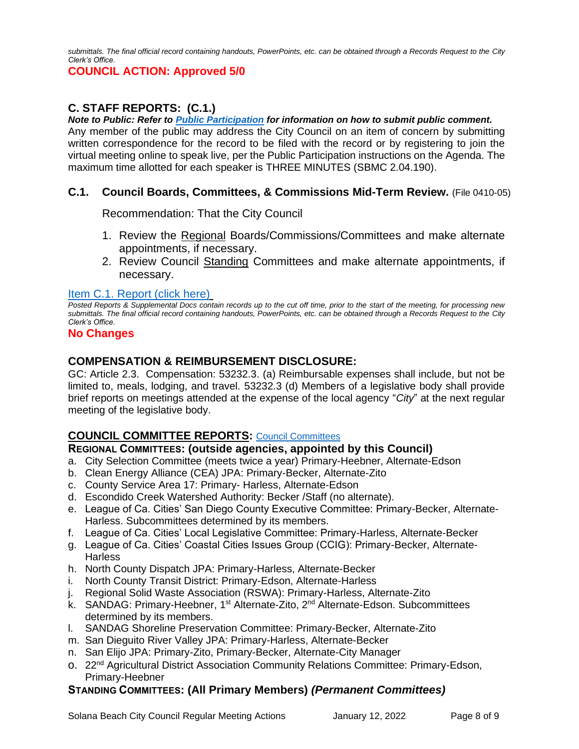*submittals. The final official record containing handouts, PowerPoints, etc. can be obtained through a Records Request to the City Clerk's Office.*

**COUNCIL ACTION: Approved 5/0**

## C. STAFF REPORTS: (C.1.)

***Note to Public: Refer to [Public Participation](#) for information on how to submit public comment.***

Any member of the public may address the City Council on an item of concern by submitting written correspondence for the record to be filed with the record or by registering to join the virtual meeting online to speak live, per the Public Participation instructions on the Agenda. The maximum time allotted for each speaker is THREE MINUTES (SBMC 2.04.190).

### C.1. Council Boards, Committees, & Commissions Mid-Term Review. (File 0410-05)

Recommendation: That the City Council

1. Review the Regional Boards/Commissions/Committees and make alternate appointments, if necessary.
2. Review Council Standing Committees and make alternate appointments, if necessary.

[Item C.1. Report (click here)](#)

*Posted Reports & Supplemental Docs contain records up to the cut off time, prior to the start of the meeting, for processing new submittals. The final official record containing handouts, PowerPoints, etc. can be obtained through a Records Request to the City Clerk's Office.*

**No Changes**

## COMPENSATION & REIMBURSEMENT DISCLOSURE:

GC: Article 2.3. Compensation: 53232.3. (a) Reimbursable expenses shall include, but not be limited to, meals, lodging, and travel. 53232.3 (d) Members of a legislative body shall provide brief reports on meetings attended at the expense of the local agency "*City*" at the next regular meeting of the legislative body.

## COUNCIL COMMITTEE REPORTS: [Council Committees](#)

### REGIONAL COMMITTEES: (outside agencies, appointed by this Council)

a. City Selection Committee (meets twice a year) Primary-Heebner, Alternate-Edson
b. Clean Energy Alliance (CEA) JPA: Primary-Becker, Alternate-Zito
c. County Service Area 17: Primary- Harless, Alternate-Edson
d. Escondido Creek Watershed Authority: Becker /Staff (no alternate).
e. League of Ca. Cities' San Diego County Executive Committee: Primary-Becker, Alternate-Harless. Subcommittees determined by its members.
f. League of Ca. Cities' Local Legislative Committee: Primary-Harless, Alternate-Becker
g. League of Ca. Cities' Coastal Cities Issues Group (CCIG): Primary-Becker, Alternate-Harless
h. North County Dispatch JPA: Primary-Harless, Alternate-Becker
i. North County Transit District: Primary-Edson, Alternate-Harless
j. Regional Solid Waste Association (RSWA): Primary-Harless, Alternate-Zito
k. SANDAG: Primary-Heebner, 1st Alternate-Zito, 2nd Alternate-Edson. Subcommittees determined by its members.
l. SANDAG Shoreline Preservation Committee: Primary-Becker, Alternate-Zito
m. San Dieguito River Valley JPA: Primary-Harless, Alternate-Becker
n. San Elijo JPA: Primary-Zito, Primary-Becker, Alternate-City Manager
o. 22nd Agricultural District Association Community Relations Committee: Primary-Edson, Primary-Heebner

### STANDING COMMITTEES: (All Primary Members) *(Permanent Committees)*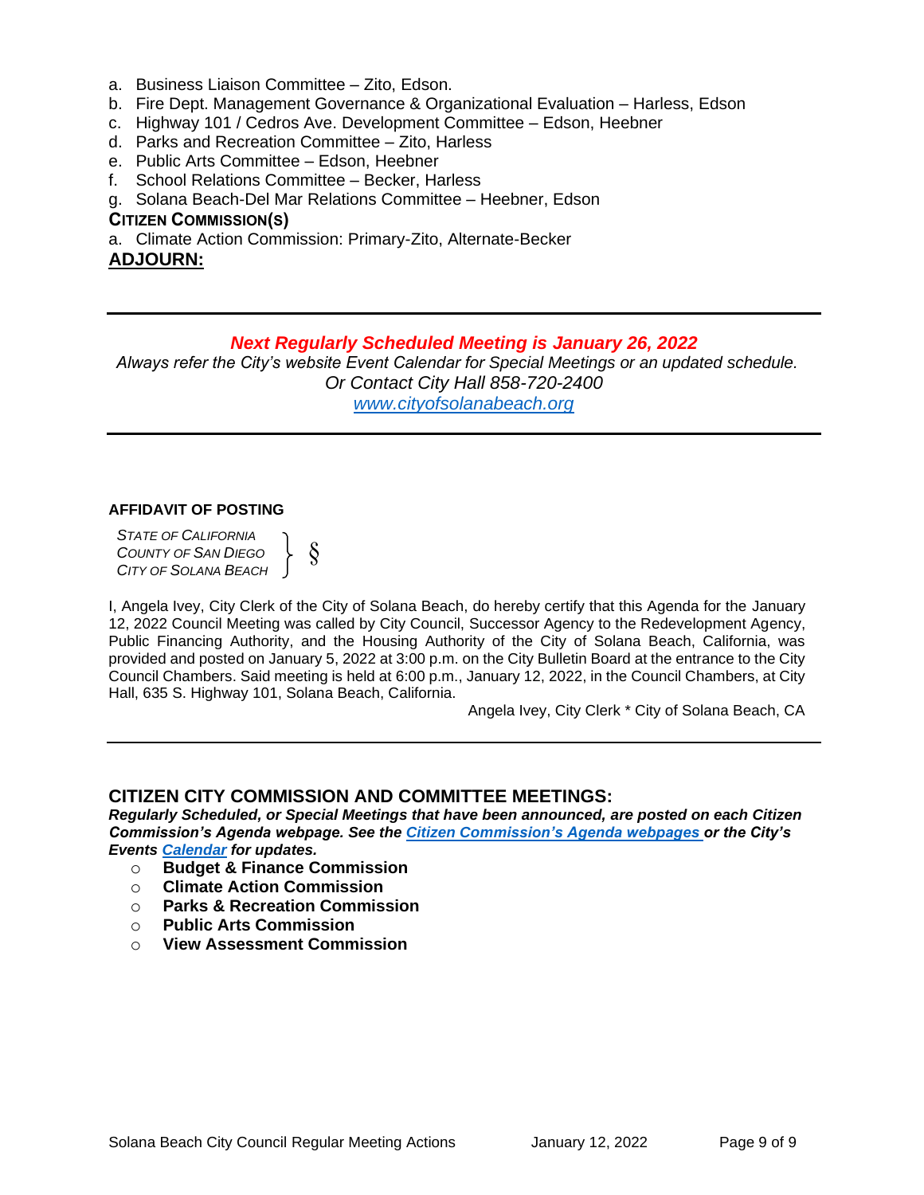a. Business Liaison Committee – Zito, Edson.
b. Fire Dept. Management Governance & Organizational Evaluation – Harless, Edson
c. Highway 101 / Cedros Ave. Development Committee – Edson, Heebner
d. Parks and Recreation Committee – Zito, Harless
e. Public Arts Committee – Edson, Heebner
f. School Relations Committee – Becker, Harless
g. Solana Beach-Del Mar Relations Committee – Heebner, Edson

**CITIZEN COMMISSION(S)**

a. Climate Action Commission: Primary-Zito, Alternate-Becker

**ADJOURN:**

---

***Next Regularly Scheduled Meeting is January 26, 2022***

*Always refer the City's website Event Calendar for Special Meetings or an updated schedule.*
*Or Contact City Hall 858-720-2400*
*www.cityofsolanabeach.org*

---

**AFFIDAVIT OF POSTING**

*STATE OF CALIFORNIA*
*COUNTY OF SAN DIEGO* } §
*CITY OF SOLANA BEACH*

I, Angela Ivey, City Clerk of the City of Solana Beach, do hereby certify that this Agenda for the January 12, 2022 Council Meeting was called by City Council, Successor Agency to the Redevelopment Agency, Public Financing Authority, and the Housing Authority of the City of Solana Beach, California, was provided and posted on January 5, 2022 at 3:00 p.m. on the City Bulletin Board at the entrance to the City Council Chambers. Said meeting is held at 6:00 p.m., January 12, 2022, in the Council Chambers, at City Hall, 635 S. Highway 101, Solana Beach, California.

Angela Ivey, City Clerk * City of Solana Beach, CA

---

## CITIZEN CITY COMMISSION AND COMMITTEE MEETINGS:

***Regularly Scheduled, or Special Meetings that have been announced, are posted on each Citizen Commission's Agenda webpage. See the Citizen Commission's Agenda webpages or the City's Events Calendar for updates.***

- **Budget & Finance Commission**
- **Climate Action Commission**
- **Parks & Recreation Commission**
- **Public Arts Commission**
- **View Assessment Commission**